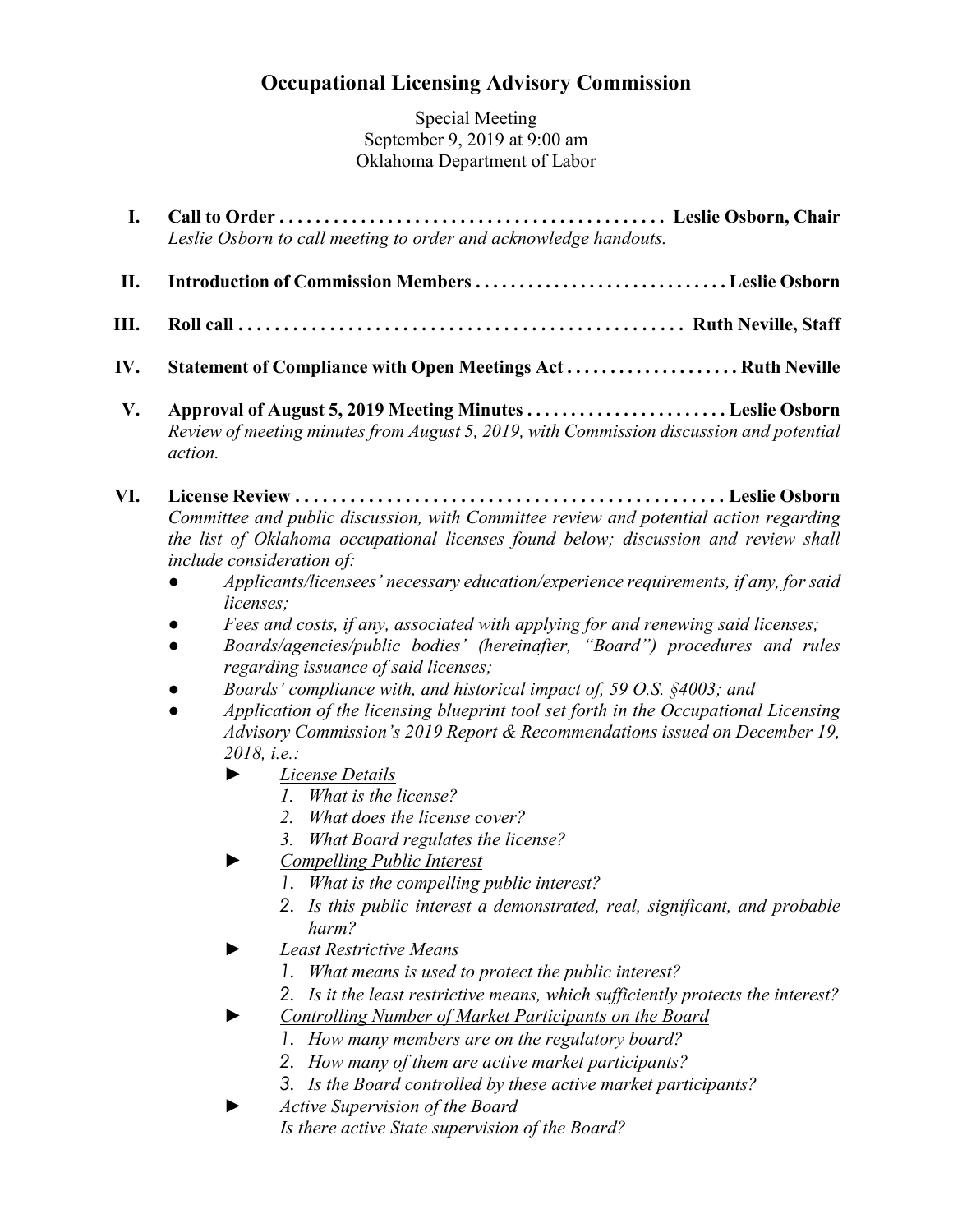# Occupational Licensing Advisory Commission

Special Meeting
September 9, 2019 at 9:00 am
Oklahoma Department of Labor

**I. Call to Order . . . . . . . . . . . . . . . . . . . . . . . . . . . . . . . . . . . . . . . . . . . Leslie Osborn, Chair**
*Leslie Osborn to call meeting to order and acknowledge handouts.*

**II. Introduction of Commission Members . . . . . . . . . . . . . . . . . . . . . . . . . . . . . Leslie Osborn**

**III. Roll call . . . . . . . . . . . . . . . . . . . . . . . . . . . . . . . . . . . . . . . . . . . . . . . . . Ruth Neville, Staff**

**IV. Statement of Compliance with Open Meetings Act . . . . . . . . . . . . . . . . . . . . Ruth Neville**

**V. Approval of August 5, 2019 Meeting Minutes . . . . . . . . . . . . . . . . . . . . . . . Leslie Osborn**
*Review of meeting minutes from August 5, 2019, with Commission discussion and potential action.*

**VI. License Review . . . . . . . . . . . . . . . . . . . . . . . . . . . . . . . . . . . . . . . . . . . . . . . Leslie Osborn**
*Committee and public discussion, with Committee review and potential action regarding the list of Oklahoma occupational licenses found below; discussion and review shall include consideration of:*

- *Applicants/licensees' necessary education/experience requirements, if any, for said licenses;*
- *Fees and costs, if any, associated with applying for and renewing said licenses;*
- *Boards/agencies/public bodies' (hereinafter, "Board") procedures and rules regarding issuance of said licenses;*
- *Boards' compliance with, and historical impact of, 59 O.S. §4003; and*
- *Application of the licensing blueprint tool set forth in the Occupational Licensing Advisory Commission's 2019 Report & Recommendations issued on December 19, 2018, i.e.:*
  - *<u>License Details</u>*
    1. *What is the license?*
    2. *What does the license cover?*
    3. *What Board regulates the license?*
  - *<u>Compelling Public Interest</u>*
    1. *What is the compelling public interest?*
    2. *Is this public interest a demonstrated, real, significant, and probable harm?*
  - *<u>Least Restrictive Means</u>*
    1. *What means is used to protect the public interest?*
    2. *Is it the least restrictive means, which sufficiently protects the interest?*
  - *<u>Controlling Number of Market Participants on the Board</u>*
    1. *How many members are on the regulatory board?*
    2. *How many of them are active market participants?*
    3. *Is the Board controlled by these active market participants?*
  - *<u>Active Supervision of the Board</u>*
    *Is there active State supervision of the Board?*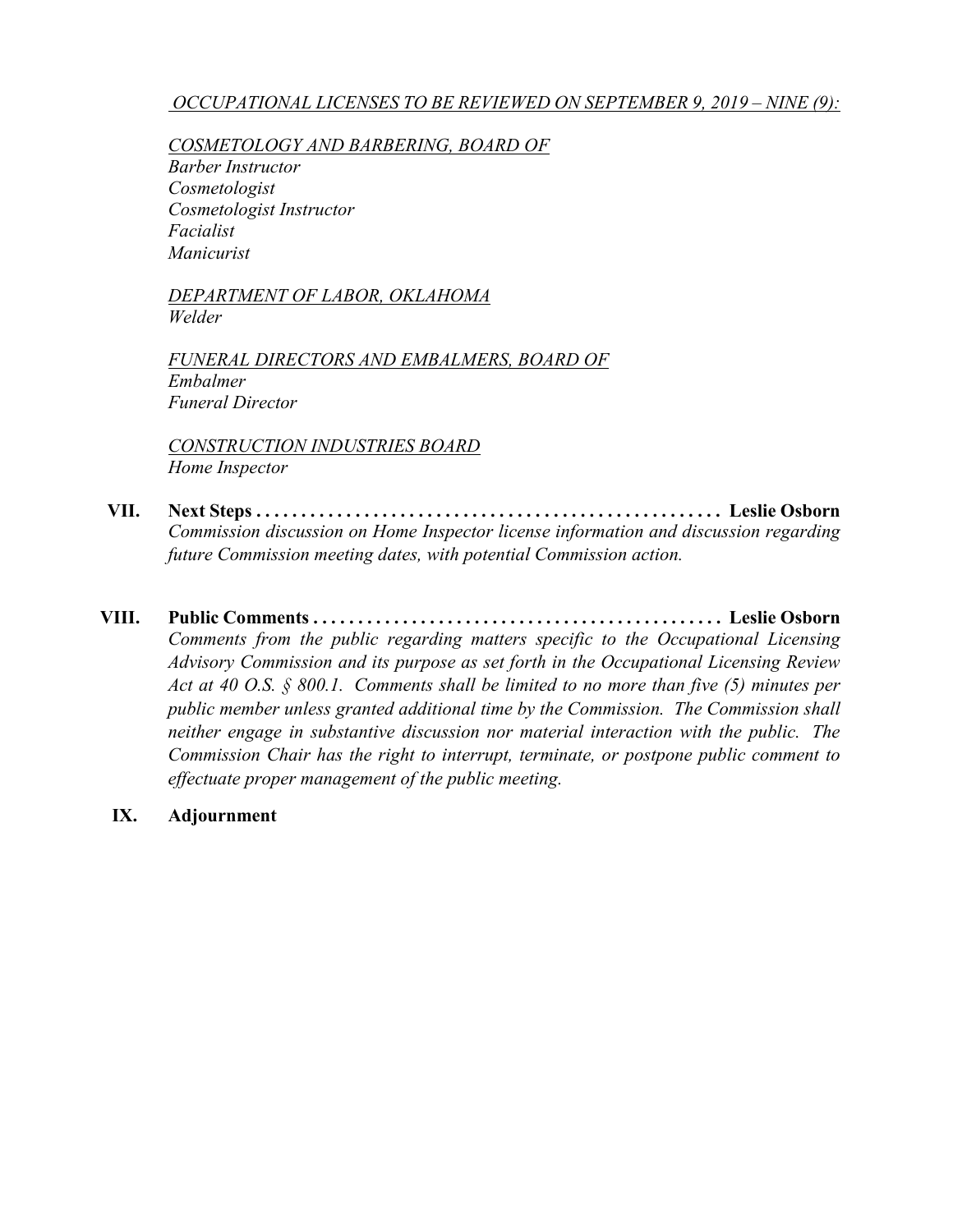*OCCUPATIONAL LICENSES TO BE REVIEWED ON SEPTEMBER 9, 2019 – NINE (9):*

*COSMETOLOGY AND BARBERING, BOARD OF*
*Barber Instructor*
*Cosmetologist*
*Cosmetologist Instructor*
*Facialist*
*Manicurist*

*DEPARTMENT OF LABOR, OKLAHOMA*
*Welder*

*FUNERAL DIRECTORS AND EMBALMERS, BOARD OF*
*Embalmer*
*Funeral Director*

*CONSTRUCTION INDUSTRIES BOARD*
*Home Inspector*

**VII. Next Steps . . . . . . . . . . . . . . . . . . . . . . . . . . . . . . . . . . . . . . . . . . . . . . . . . . . Leslie Osborn**
*Commission discussion on Home Inspector license information and discussion regarding future Commission meeting dates, with potential Commission action.*

**VIII. Public Comments . . . . . . . . . . . . . . . . . . . . . . . . . . . . . . . . . . . . . . . . . . . . . . Leslie Osborn**
*Comments from the public regarding matters specific to the Occupational Licensing Advisory Commission and its purpose as set forth in the Occupational Licensing Review Act at 40 O.S. § 800.1. Comments shall be limited to no more than five (5) minutes per public member unless granted additional time by the Commission. The Commission shall neither engage in substantive discussion nor material interaction with the public. The Commission Chair has the right to interrupt, terminate, or postpone public comment to effectuate proper management of the public meeting.*

**IX. Adjournment**